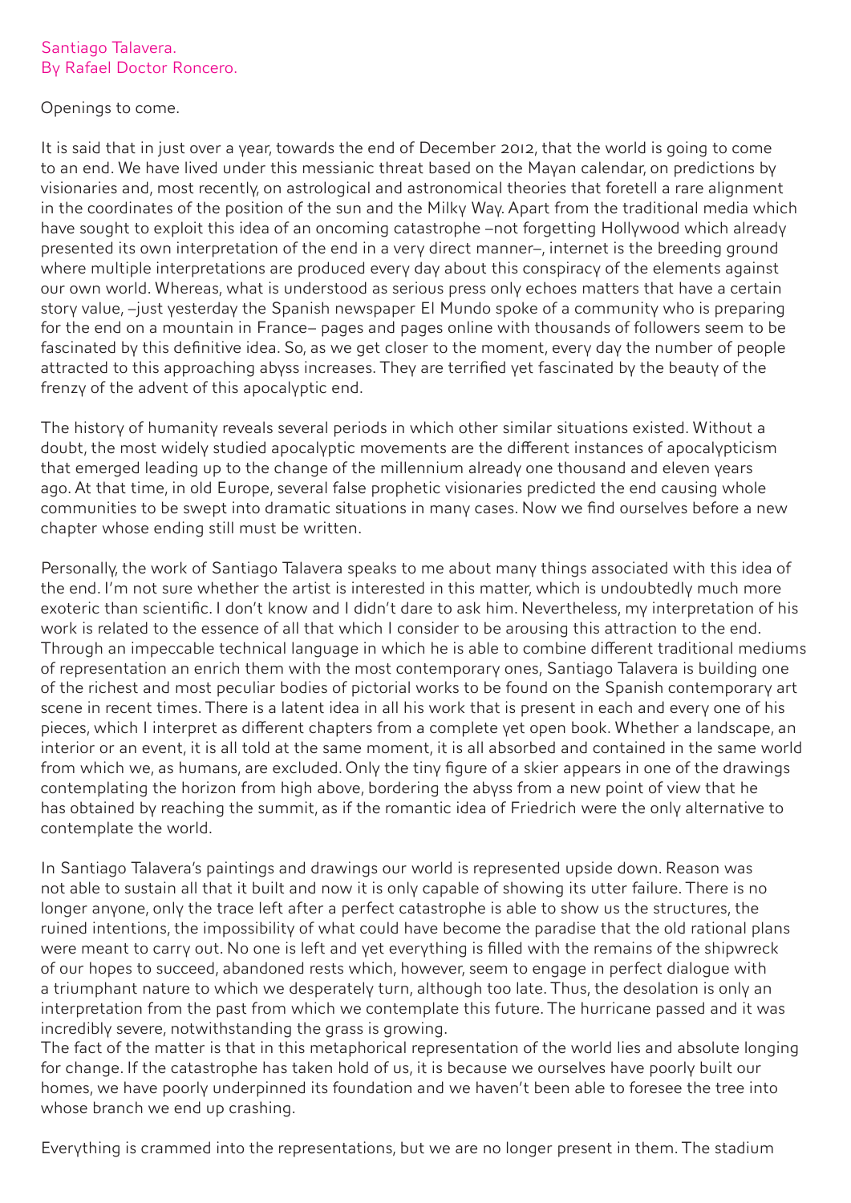Santiago Talavera.
By Rafael Doctor Roncero.

Openings to come.

It is said that in just over a year, towards the end of December 2012, that the world is going to come to an end. We have lived under this messianic threat based on the Mayan calendar, on predictions by visionaries and, most recently, on astrological and astronomical theories that foretell a rare alignment in the coordinates of the position of the sun and the Milky Way. Apart from the traditional media which have sought to exploit this idea of an oncoming catastrophe –not forgetting Hollywood which already presented its own interpretation of the end in a very direct manner–, internet is the breeding ground where multiple interpretations are produced every day about this conspiracy of the elements against our own world. Whereas, what is understood as serious press only echoes matters that have a certain story value, –just yesterday the Spanish newspaper El Mundo spoke of a community who is preparing for the end on a mountain in France– pages and pages online with thousands of followers seem to be fascinated by this definitive idea. So, as we get closer to the moment, every day the number of people attracted to this approaching abyss increases. They are terrified yet fascinated by the beauty of the frenzy of the advent of this apocalyptic end.

The history of humanity reveals several periods in which other similar situations existed. Without a doubt, the most widely studied apocalyptic movements are the different instances of apocalypticism that emerged leading up to the change of the millennium already one thousand and eleven years ago. At that time, in old Europe, several false prophetic visionaries predicted the end causing whole communities to be swept into dramatic situations in many cases. Now we find ourselves before a new chapter whose ending still must be written.

Personally, the work of Santiago Talavera speaks to me about many things associated with this idea of the end. I'm not sure whether the artist is interested in this matter, which is undoubtedly much more exoteric than scientific. I don't know and I didn't dare to ask him. Nevertheless, my interpretation of his work is related to the essence of all that which I consider to be arousing this attraction to the end. Through an impeccable technical language in which he is able to combine different traditional mediums of representation an enrich them with the most contemporary ones, Santiago Talavera is building one of the richest and most peculiar bodies of pictorial works to be found on the Spanish contemporary art scene in recent times. There is a latent idea in all his work that is present in each and every one of his pieces, which I interpret as different chapters from a complete yet open book. Whether a landscape, an interior or an event, it is all told at the same moment, it is all absorbed and contained in the same world from which we, as humans, are excluded. Only the tiny figure of a skier appears in one of the drawings contemplating the horizon from high above, bordering the abyss from a new point of view that he has obtained by reaching the summit, as if the romantic idea of Friedrich were the only alternative to contemplate the world.

In Santiago Talavera's paintings and drawings our world is represented upside down. Reason was not able to sustain all that it built and now it is only capable of showing its utter failure. There is no longer anyone, only the trace left after a perfect catastrophe is able to show us the structures, the ruined intentions, the impossibility of what could have become the paradise that the old rational plans were meant to carry out. No one is left and yet everything is filled with the remains of the shipwreck of our hopes to succeed, abandoned rests which, however, seem to engage in perfect dialogue with a triumphant nature to which we desperately turn, although too late. Thus, the desolation is only an interpretation from the past from which we contemplate this future. The hurricane passed and it was incredibly severe, notwithstanding the grass is growing.
The fact of the matter is that in this metaphorical representation of the world lies and absolute longing for change. If the catastrophe has taken hold of us, it is because we ourselves have poorly built our homes, we have poorly underpinned its foundation and we haven't been able to foresee the tree into whose branch we end up crashing.

Everything is crammed into the representations, but we are no longer present in them. The stadium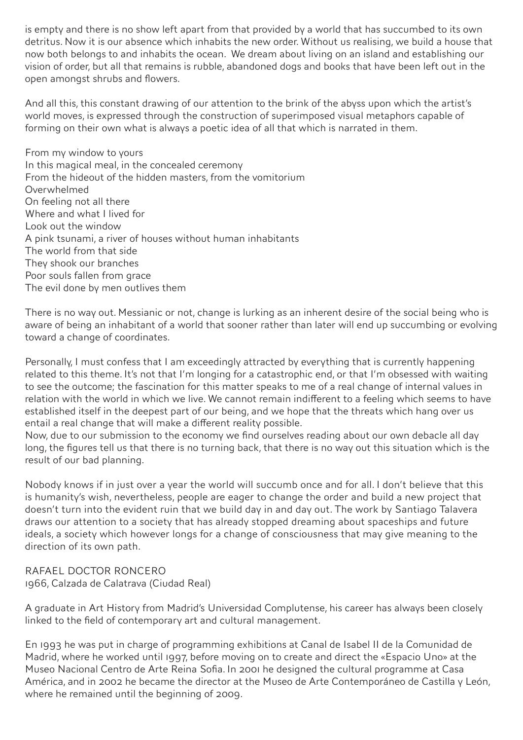is empty and there is no show left apart from that provided by a world that has succumbed to its own detritus. Now it is our absence which inhabits the new order. Without us realising, we build a house that now both belongs to and inhabits the ocean. We dream about living on an island and establishing our vision of order, but all that remains is rubble, abandoned dogs and books that have been left out in the open amongst shrubs and flowers.

And all this, this constant drawing of our attention to the brink of the abyss upon which the artist's world moves, is expressed through the construction of superimposed visual metaphors capable of forming on their own what is always a poetic idea of all that which is narrated in them.

From my window to yours  
In this magical meal, in the concealed ceremony  
From the hideout of the hidden masters, from the vomitorium  
Overwhelmed  
On feeling not all there  
Where and what I lived for  
Look out the window  
A pink tsunami, a river of houses without human inhabitants  
The world from that side  
They shook our branches  
Poor souls fallen from grace  
The evil done by men outlives them

There is no way out. Messianic or not, change is lurking as an inherent desire of the social being who is aware of being an inhabitant of a world that sooner rather than later will end up succumbing or evolving toward a change of coordinates.

Personally, I must confess that I am exceedingly attracted by everything that is currently happening related to this theme. It's not that I'm longing for a catastrophic end, or that I'm obsessed with waiting to see the outcome; the fascination for this matter speaks to me of a real change of internal values in relation with the world in which we live. We cannot remain indifferent to a feeling which seems to have established itself in the deepest part of our being, and we hope that the threats which hang over us entail a real change that will make a different reality possible.
Now, due to our submission to the economy we find ourselves reading about our own debacle all day long, the figures tell us that there is no turning back, that there is no way out this situation which is the result of our bad planning.

Nobody knows if in just over a year the world will succumb once and for all. I don't believe that this is humanity's wish, nevertheless, people are eager to change the order and build a new project that doesn't turn into the evident ruin that we build day in and day out. The work by Santiago Talavera draws our attention to a society that has already stopped dreaming about spaceships and future ideals, a society which however longs for a change of consciousness that may give meaning to the direction of its own path.

RAFAEL DOCTOR RONCERO  
1966, Calzada de Calatrava (Ciudad Real)

A graduate in Art History from Madrid's Universidad Complutense, his career has always been closely linked to the field of contemporary art and cultural management.

En 1993 he was put in charge of programming exhibitions at Canal de Isabel II de la Comunidad de Madrid, where he worked until 1997, before moving on to create and direct the «Espacio Uno» at the Museo Nacional Centro de Arte Reina Sofia. In 2001 he designed the cultural programme at Casa América, and in 2002 he became the director at the Museo de Arte Contemporáneo de Castilla y León, where he remained until the beginning of 2009.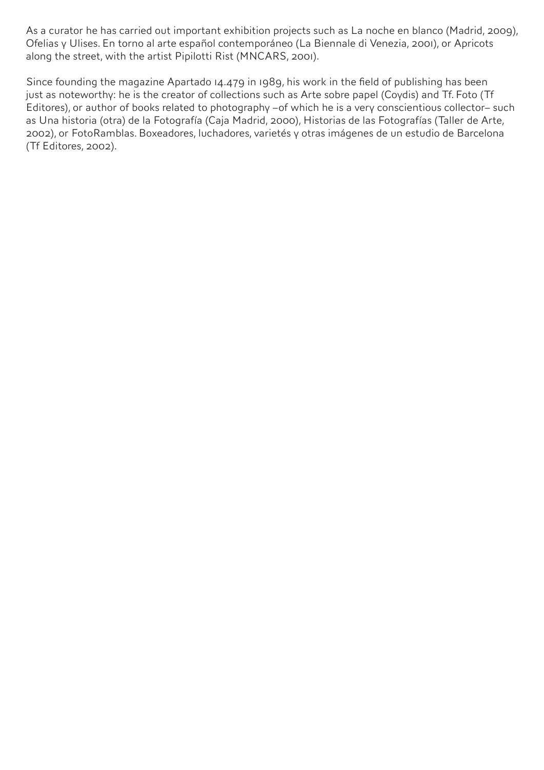As a curator he has carried out important exhibition projects such as La noche en blanco (Madrid, 2009), Ofelias y Ulises. En torno al arte español contemporáneo (La Biennale di Venezia, 2001), or Apricots along the street, with the artist Pipilotti Rist (MNCARS, 2001).

Since founding the magazine Apartado 14.479 in 1989, his work in the field of publishing has been just as noteworthy: he is the creator of collections such as Arte sobre papel (Coydis) and Tf. Foto (Tf Editores), or author of books related to photography –of which he is a very conscientious collector– such as Una historia (otra) de la Fotografía (Caja Madrid, 2000), Historias de las Fotografías (Taller de Arte, 2002), or FotoRamblas. Boxeadores, luchadores, varietés y otras imágenes de un estudio de Barcelona (Tf Editores, 2002).